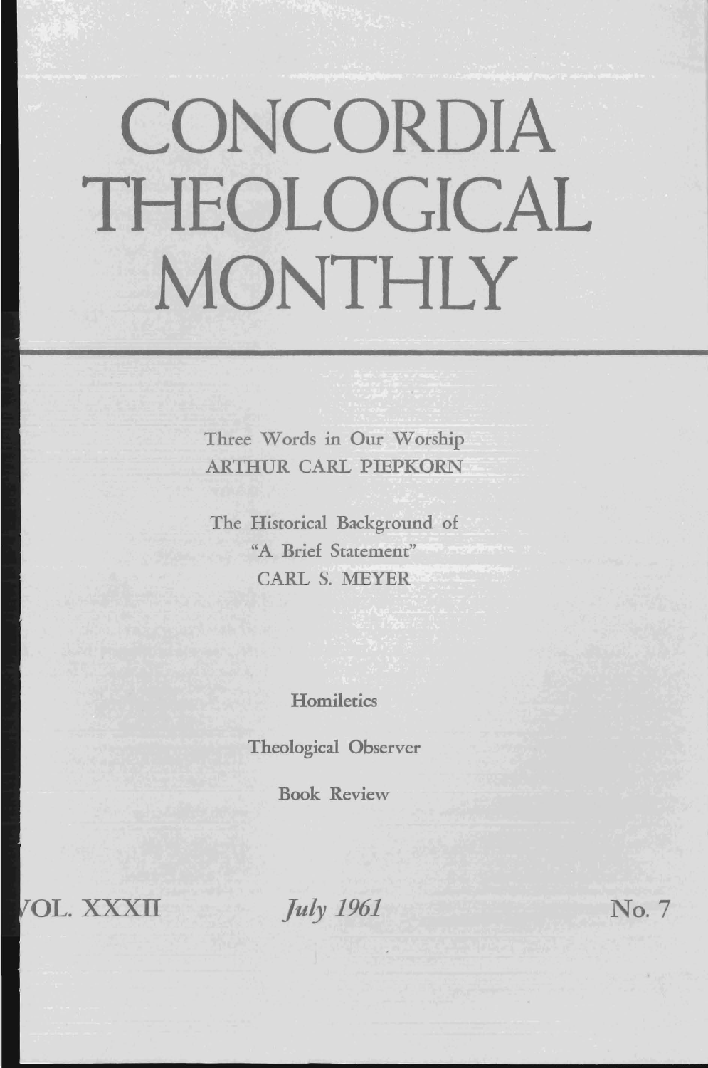# CONCORDIA THEOLOGICAL MONTHLY

Three Words in Our Worship
ARTHUR CARL PIEPKORN

The Historical Background of "A Brief Statement"
CARL S. MEYER

Homiletics

Theological Observer

Book Review

VOL. XXXII *July 1961* No. 7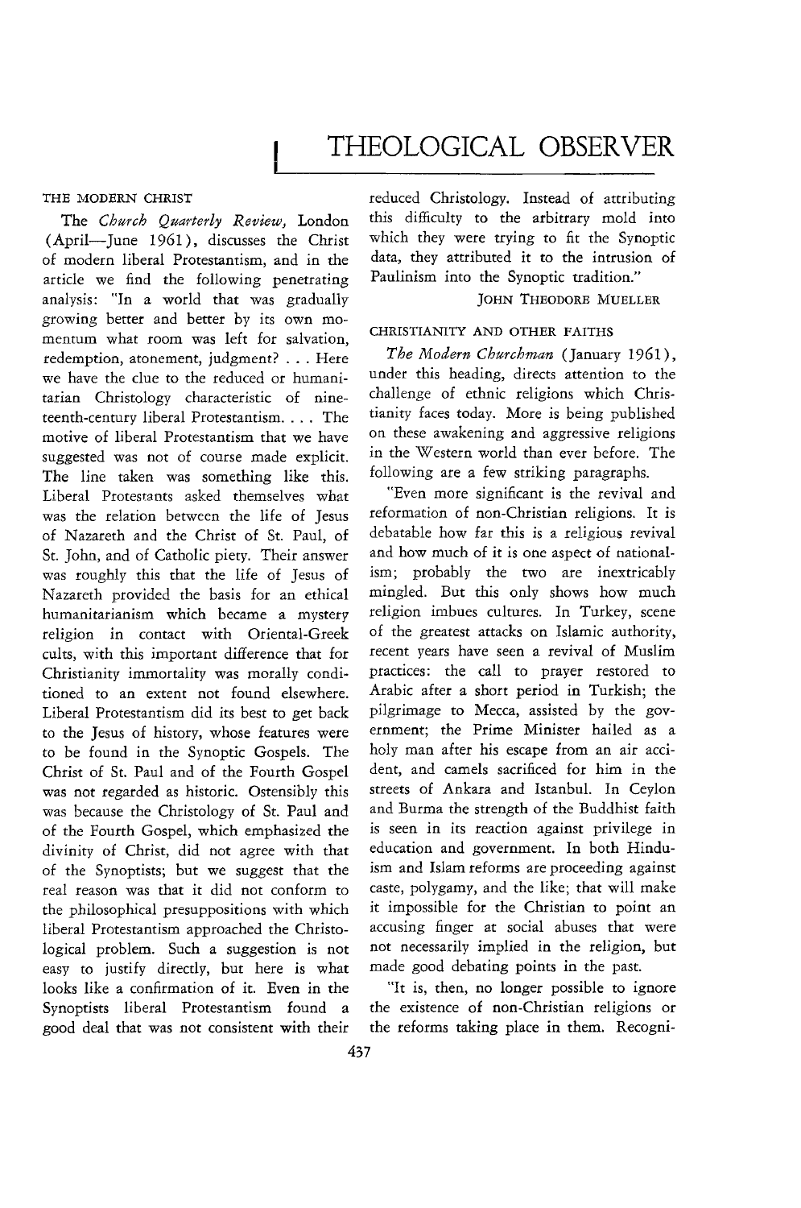# THEOLOGICAL OBSERVER

## THE MODERN CHRIST

The *Church Quarterly Review,* London (April—June 1961), discusses the Christ of modern liberal Protestantism, and in the article we find the following penetrating analysis: "In a world that was gradually growing better and better by its own momentum what room was left for salvation, redemption, atonement, judgment? . . . Here we have the clue to the reduced or humanitarian Christology characteristic of nineteenth-century liberal Protestantism. . . . The motive of liberal Protestantism that we have suggested was not of course made explicit. The line taken was something like this. Liberal Protestants asked themselves what was the relation between the life of Jesus of Nazareth and the Christ of St. Paul, of St. John, and of Catholic piety. Their answer was roughly this that the life of Jesus of Nazareth provided the basis for an ethical humanitarianism which became a mystery religion in contact with Oriental-Greek cults, with this important difference that for Christianity immortality was morally conditioned to an extent not found elsewhere. Liberal Protestantism did its best to get back to the Jesus of history, whose features were to be found in the Synoptic Gospels. The Christ of St. Paul and of the Fourth Gospel was not regarded as historic. Ostensibly this was because the Christology of St. Paul and of the Fourth Gospel, which emphasized the divinity of Christ, did not agree with that of the Synoptists; but we suggest that the real reason was that it did not conform to the philosophical presuppositions with which liberal Protestantism approached the Christological problem. Such a suggestion is not easy to justify directly, but here is what looks like a confirmation of it. Even in the Synoptists liberal Protestantism found a good deal that was not consistent with their reduced Christology. Instead of attributing this difficulty to the arbitrary mold into which they were trying to fit the Synoptic data, they attributed it to the intrusion of Paulinism into the Synoptic tradition."

JOHN THEODORE MUELLER

## CHRISTIANITY AND OTHER FAITHS

*The Modern Churchman* (January 1961), under this heading, directs attention to the challenge of ethnic religions which Christianity faces today. More is being published on these awakening and aggressive religions in the Western world than ever before. The following are a few striking paragraphs.

"Even more significant is the revival and reformation of non-Christian religions. It is debatable how far this is a religious revival and how much of it is one aspect of nationalism; probably the two are inextricably mingled. But this only shows how much religion imbues cultures. In Turkey, scene of the greatest attacks on Islamic authority, recent years have seen a revival of Muslim practices: the call to prayer restored to Arabic after a short period in Turkish; the pilgrimage to Mecca, assisted by the government; the Prime Minister hailed as a holy man after his escape from an air accident, and camels sacrificed for him in the streets of Ankara and Istanbul. In Ceylon and Burma the strength of the Buddhist faith is seen in its reaction against privilege in education and government. In both Hinduism and Islam reforms are proceeding against caste, polygamy, and the like; that will make it impossible for the Christian to point an accusing finger at social abuses that were not necessarily implied in the religion, but made good debating points in the past.

"It is, then, no longer possible to ignore the existence of non-Christian religions or the reforms taking place in them. Recogni-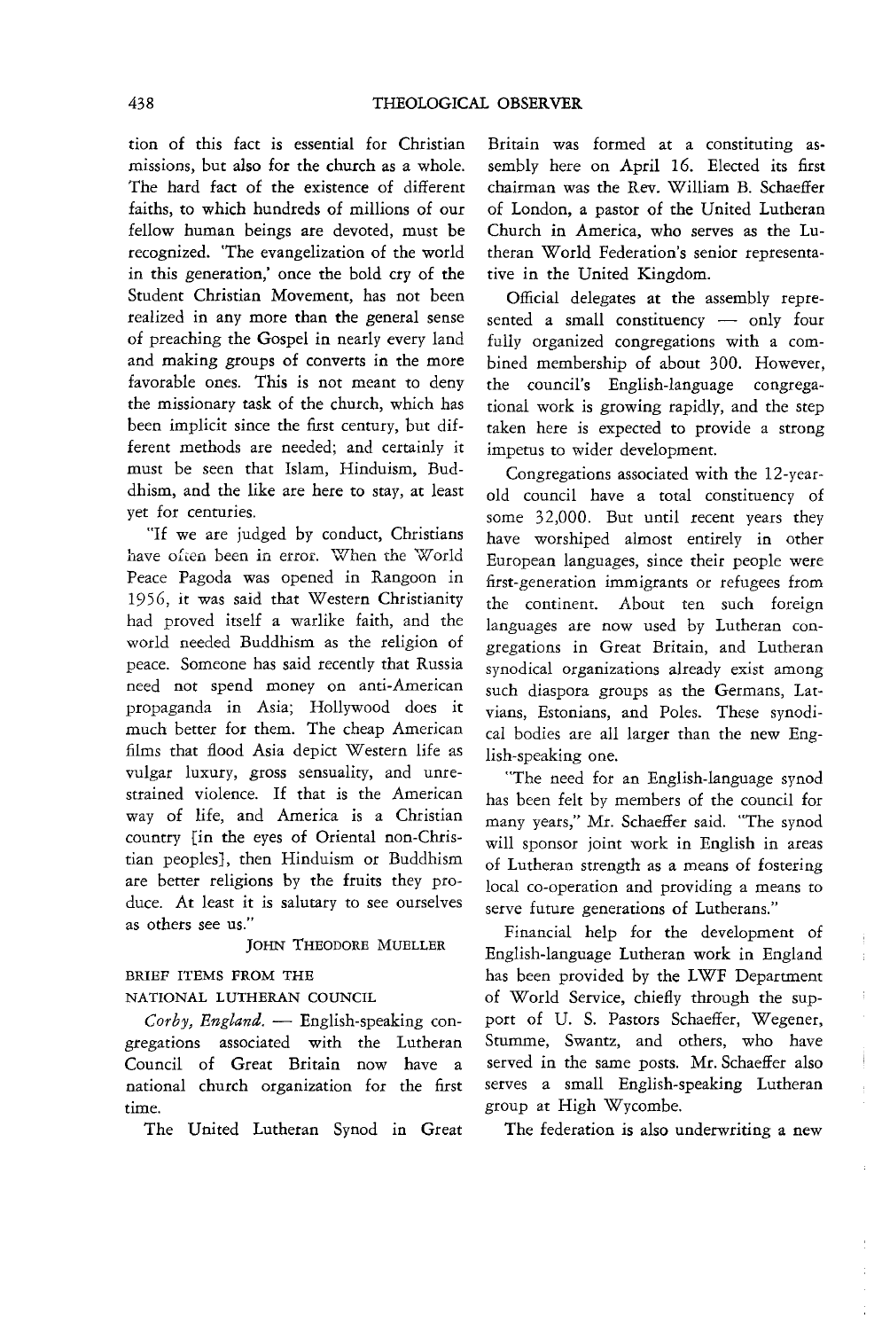tion of this fact is essential for Christian missions, but also for the church as a whole. The hard fact of the existence of different faiths, to which hundreds of millions of our fellow human beings are devoted, must be recognized. 'The evangelization of the world in this generation,' once the bold cry of the Student Christian Movement, has not been realized in any more than the general sense of preaching the Gospel in nearly every land and making groups of converts in the more favorable ones. This is not meant to deny the missionary task of the church, which has been implicit since the first century, but different methods are needed; and certainly it must be seen that Islam, Hinduism, Buddhism, and the like are here to stay, at least yet for centuries.

"If we are judged by conduct, Christians have often been in error. When the World Peace Pagoda was opened in Rangoon in 1956, it was said that Western Christianity had proved itself a warlike faith, and the world needed Buddhism as the religion of peace. Someone has said recently that Russia need not spend money on anti-American propaganda in Asia; Hollywood does it much better for them. The cheap American films that flood Asia depict Western life as vulgar luxury, gross sensuality, and unrestrained violence. If that is the American way of life, and America is a Christian country [in the eyes of Oriental non-Christian peoples], then Hinduism or Buddhism are better religions by the fruits they produce. At least it is salutary to see ourselves as others see us."

JOHN THEODORE MUELLER

BRIEF ITEMS FROM THE NATIONAL LUTHERAN COUNCIL

*Corby, England.* — English-speaking congregations associated with the Lutheran Council of Great Britain now have a national church organization for the first time.

The United Lutheran Synod in Great Britain was formed at a constituting assembly here on April 16. Elected its first chairman was the Rev. William B. Schaeffer of London, a pastor of the United Lutheran Church in America, who serves as the Lutheran World Federation's senior representative in the United Kingdom.

Official delegates at the assembly represented a small constituency — only four fully organized congregations with a combined membership of about 300. However, the council's English-language congregational work is growing rapidly, and the step taken here is expected to provide a strong impetus to wider development.

Congregations associated with the 12-year-old council have a total constituency of some 32,000. But until recent years they have worshiped almost entirely in other European languages, since their people were first-generation immigrants or refugees from the continent. About ten such foreign languages are now used by Lutheran congregations in Great Britain, and Lutheran synodical organizations already exist among such diaspora groups as the Germans, Latvians, Estonians, and Poles. These synodical bodies are all larger than the new English-speaking one.

"The need for an English-language synod has been felt by members of the council for many years," Mr. Schaeffer said. "The synod will sponsor joint work in English in areas of Lutheran strength as a means of fostering local co-operation and providing a means to serve future generations of Lutherans."

Financial help for the development of English-language Lutheran work in England has been provided by the LWF Department of World Service, chiefly through the support of U. S. Pastors Schaeffer, Wegener, Stumme, Swantz, and others, who have served in the same posts. Mr. Schaeffer also serves a small English-speaking Lutheran group at High Wycombe.

The federation is also underwriting a new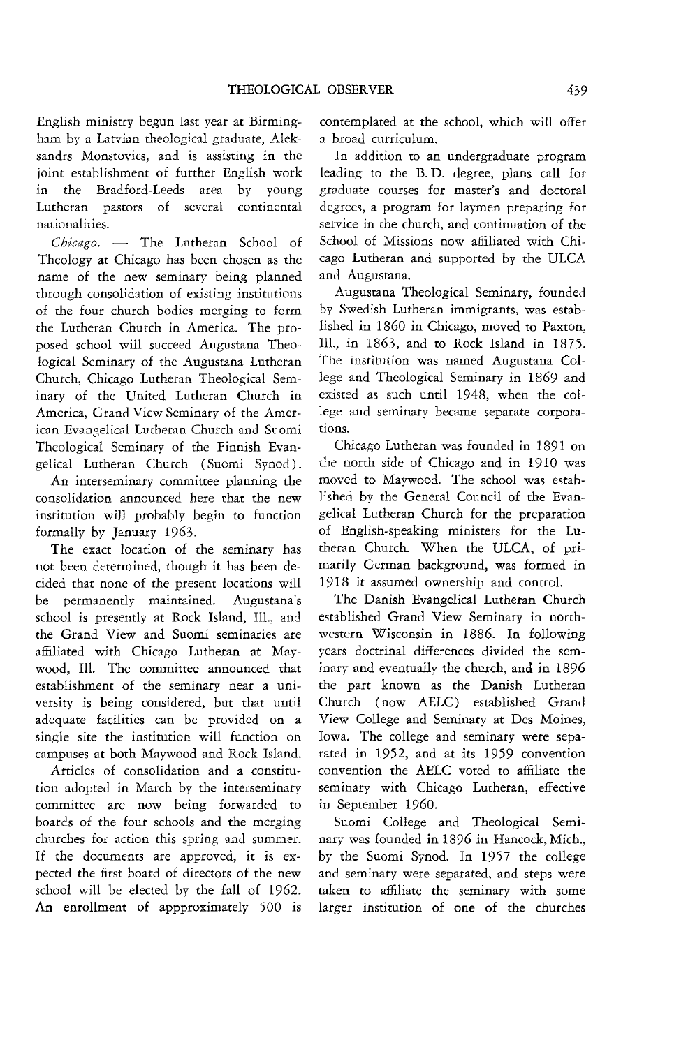English ministry begun last year at Birmingham by a Latvian theological graduate, Aleksandrs Monstovics, and is assisting in the joint establishment of further English work in the Bradford-Leeds area by young Lutheran pastors of several continental nationalities.

*Chicago.* — The Lutheran School of Theology at Chicago has been chosen as the name of the new seminary being planned through consolidation of existing institutions of the four church bodies merging to form the Lutheran Church in America. The proposed school will succeed Augustana Theological Seminary of the Augustana Lutheran Church, Chicago Lutheran Theological Seminary of the United Lutheran Church in America, Grand View Seminary of the American Evangelical Lutheran Church and Suomi Theological Seminary of the Finnish Evangelical Lutheran Church (Suomi Synod).

An interseminary committee planning the consolidation announced here that the new institution will probably begin to function formally by January 1963.

The exact location of the seminary has not been determined, though it has been decided that none of the present locations will be permanently maintained. Augustana's school is presently at Rock Island, Ill., and the Grand View and Suomi seminaries are affiliated with Chicago Lutheran at Maywood, Ill. The committee announced that establishment of the seminary near a university is being considered, but that until adequate facilities can be provided on a single site the institution will function on campuses at both Maywood and Rock Island.

Articles of consolidation and a constitution adopted in March by the interseminary committee are now being forwarded to boards of the four schools and the merging churches for action this spring and summer. If the documents are approved, it is expected the first board of directors of the new school will be elected by the fall of 1962. An enrollment of appproximately 500 is contemplated at the school, which will offer a broad curriculum.

In addition to an undergraduate program leading to the B. D. degree, plans call for graduate courses for master's and doctoral degrees, a program for laymen preparing for service in the church, and continuation of the School of Missions now affiliated with Chicago Lutheran and supported by the ULCA and Augustana.

Augustana Theological Seminary, founded by Swedish Lutheran immigrants, was established in 1860 in Chicago, moved to Paxton, Ill., in 1863, and to Rock Island in 1875. The institution was named Augustana College and Theological Seminary in 1869 and existed as such until 1948, when the college and seminary became separate corporations.

Chicago Lutheran was founded in 1891 on the north side of Chicago and in 1910 was moved to Maywood. The school was established by the General Council of the Evangelical Lutheran Church for the preparation of English-speaking ministers for the Lutheran Church. When the ULCA, of primarily German background, was formed in 1918 it assumed ownership and control.

The Danish Evangelical Lutheran Church established Grand View Seminary in northwestern Wisconsin in 1886. In following years doctrinal differences divided the seminary and eventually the church, and in 1896 the part known as the Danish Lutheran Church (now AELC) established Grand View College and Seminary at Des Moines, Iowa. The college and seminary were separated in 1952, and at its 1959 convention convention the AELC voted to affiliate the seminary with Chicago Lutheran, effective in September 1960.

Suomi College and Theological Seminary was founded in 1896 in Hancock, Mich., by the Suomi Synod. In 1957 the college and seminary were separated, and steps were taken to affiliate the seminary with some larger institution of one of the churches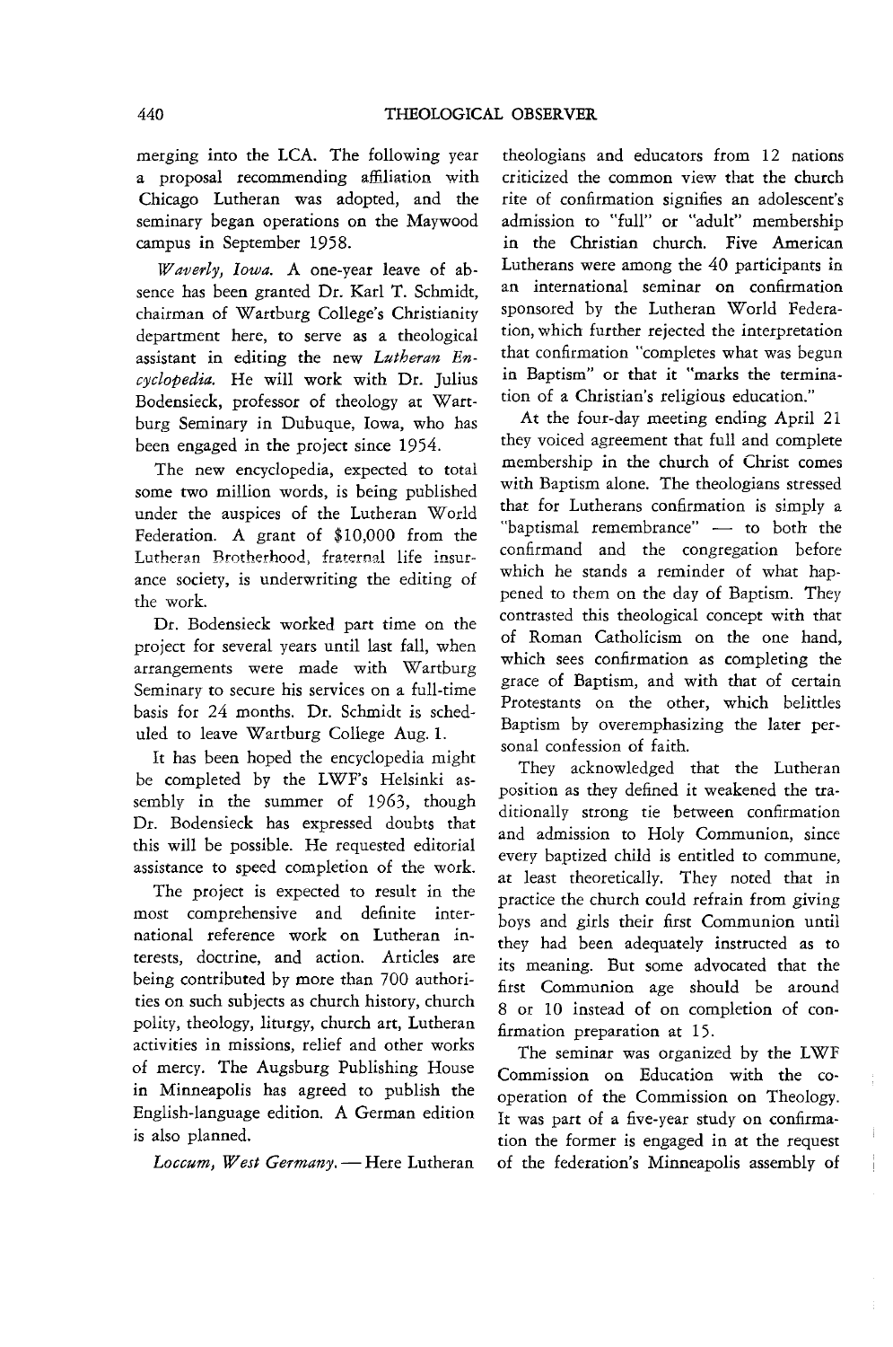merging into the LCA. The following year a proposal recommending affiliation with Chicago Lutheran was adopted, and the seminary began operations on the Maywood campus in September 1958.

*Waverly, Iowa.* A one-year leave of absence has been granted Dr. Karl T. Schmidt, chairman of Wartburg College's Christianity department here, to serve as a theological assistant in editing the new *Lutheran Encyclopedia.* He will work with Dr. Julius Bodensieck, professor of theology at Wartburg Seminary in Dubuque, Iowa, who has been engaged in the project since 1954.

The new encyclopedia, expected to total some two million words, is being published under the auspices of the Lutheran World Federation. A grant of $10,000 from the Lutheran Brotherhood, fraternal life insurance society, is underwriting the editing of the work.

Dr. Bodensieck worked part time on the project for several years until last fall, when arrangements were made with Wartburg Seminary to secure his services on a full-time basis for 24 months. Dr. Schmidt is scheduled to leave Wartburg College Aug. 1.

It has been hoped the encyclopedia might be completed by the LWF's Helsinki assembly in the summer of 1963, though Dr. Bodensieck has expressed doubts that this will be possible. He requested editorial assistance to speed completion of the work.

The project is expected to result in the most comprehensive and definite international reference work on Lutheran interests, doctrine, and action. Articles are being contributed by more than 700 authorities on such subjects as church history, church polity, theology, liturgy, church art, Lutheran activities in missions, relief and other works of mercy. The Augsburg Publishing House in Minneapolis has agreed to publish the English-language edition. A German edition is also planned.

*Loccum, West Germany.* — Here Lutheran theologians and educators from 12 nations criticized the common view that the church rite of confirmation signifies an adolescent's admission to "full" or "adult" membership in the Christian church. Five American Lutherans were among the 40 participants in an international seminar on confirmation sponsored by the Lutheran World Federation, which further rejected the interpretation that confirmation "completes what was begun in Baptism" or that it "marks the termination of a Christian's religious education."

At the four-day meeting ending April 21 they voiced agreement that full and complete membership in the church of Christ comes with Baptism alone. The theologians stressed that for Lutherans confirmation is simply a "baptismal remembrance" — to both the confirmand and the congregation before which he stands a reminder of what happened to them on the day of Baptism. They contrasted this theological concept with that of Roman Catholicism on the one hand, which sees confirmation as completing the grace of Baptism, and with that of certain Protestants on the other, which belittles Baptism by overemphasizing the later personal confession of faith.

They acknowledged that the Lutheran position as they defined it weakened the traditionally strong tie between confirmation and admission to Holy Communion, since every baptized child is entitled to commune, at least theoretically. They noted that in practice the church could refrain from giving boys and girls their first Communion until they had been adequately instructed as to its meaning. But some advocated that the first Communion age should be around 8 or 10 instead of on completion of confirmation preparation at 15.

The seminar was organized by the LWF Commission on Education with the cooperation of the Commission on Theology. It was part of a five-year study on confirmation the former is engaged in at the request of the federation's Minneapolis assembly of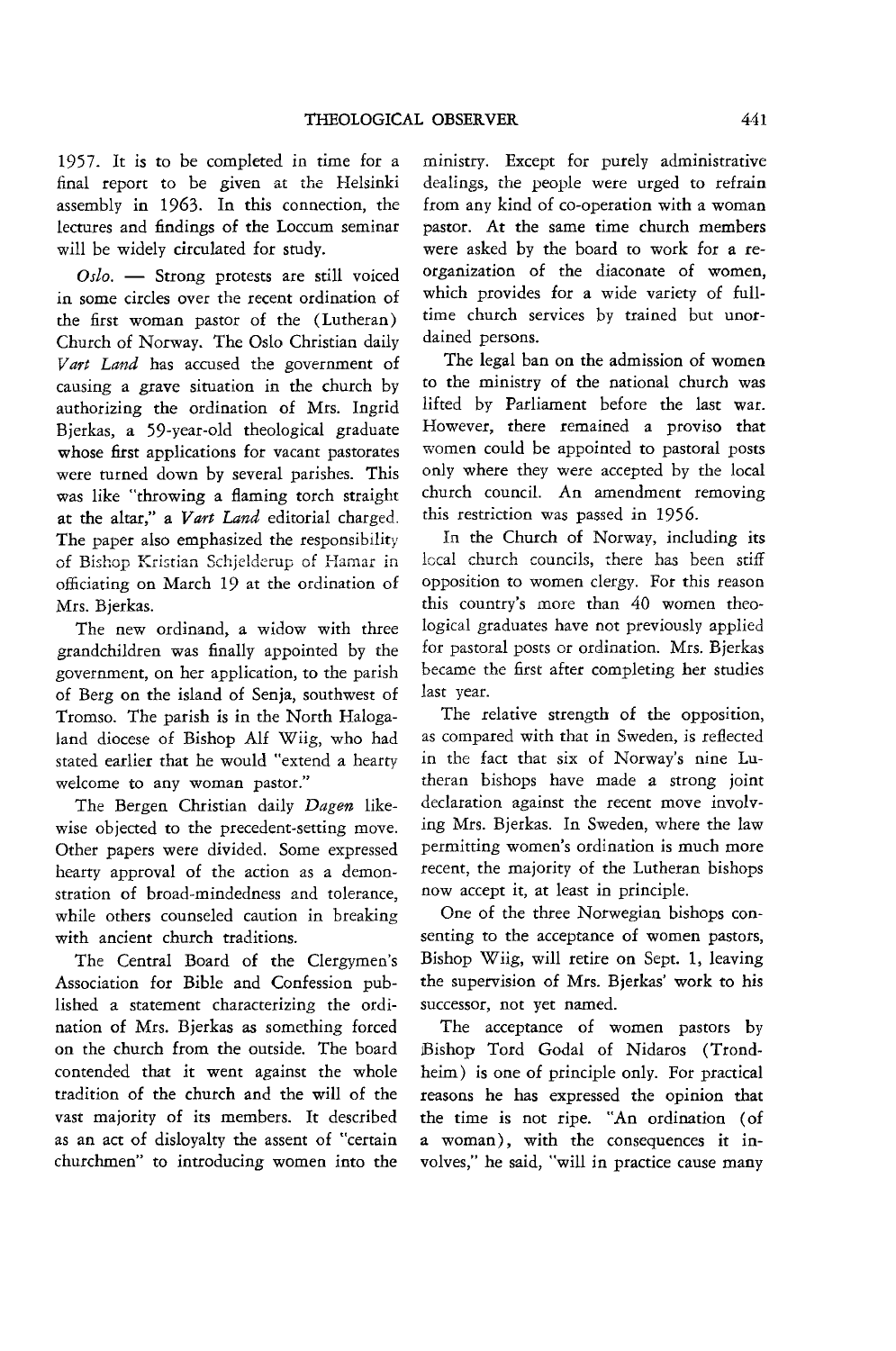1957. It is to be completed in time for a final report to be given at the Helsinki assembly in 1963. In this connection, the lectures and findings of the Loccum seminar will be widely circulated for study.

*Oslo.* — Strong protests are still voiced in some circles over the recent ordination of the first woman pastor of the (Lutheran) Church of Norway. The Oslo Christian daily *Vart Land* has accused the government of causing a grave situation in the church by authorizing the ordination of Mrs. Ingrid Bjerkas, a 59-year-old theological graduate whose first applications for vacant pastorates were turned down by several parishes. This was like "throwing a flaming torch straight at the altar," a *Vart Land* editorial charged. The paper also emphasized the responsibility of Bishop Kristian Schjelderup of Hamar in officiating on March 19 at the ordination of Mrs. Bjerkas.

The new ordinand, a widow with three grandchildren was finally appointed by the government, on her application, to the parish of Berg on the island of Senja, southwest of Tromso. The parish is in the North Halogaland diocese of Bishop Alf Wiig, who had stated earlier that he would "extend a hearty welcome to any woman pastor."

The Bergen Christian daily *Dagen* likewise objected to the precedent-setting move. Other papers were divided. Some expressed hearty approval of the action as a demonstration of broad-mindedness and tolerance, while others counseled caution in breaking with ancient church traditions.

The Central Board of the Clergymen's Association for Bible and Confession published a statement characterizing the ordination of Mrs. Bjerkas as something forced on the church from the outside. The board contended that it went against the whole tradition of the church and the will of the vast majority of its members. It described as an act of disloyalty the assent of "certain churchmen" to introducing women into the ministry. Except for purely administrative dealings, the people were urged to refrain from any kind of co-operation with a woman pastor. At the same time church members were asked by the board to work for a reorganization of the diaconate of women, which provides for a wide variety of full-time church services by trained but unordained persons.

The legal ban on the admission of women to the ministry of the national church was lifted by Parliament before the last war. However, there remained a proviso that women could be appointed to pastoral posts only where they were accepted by the local church council. An amendment removing this restriction was passed in 1956.

In the Church of Norway, including its local church councils, there has been stiff opposition to women clergy. For this reason this country's more than 40 women theological graduates have not previously applied for pastoral posts or ordination. Mrs. Bjerkas became the first after completing her studies last year.

The relative strength of the opposition, as compared with that in Sweden, is reflected in the fact that six of Norway's nine Lutheran bishops have made a strong joint declaration against the recent move involving Mrs. Bjerkas. In Sweden, where the law permitting women's ordination is much more recent, the majority of the Lutheran bishops now accept it, at least in principle.

One of the three Norwegian bishops consenting to the acceptance of women pastors, Bishop Wiig, will retire on Sept. 1, leaving the supervision of Mrs. Bjerkas' work to his successor, not yet named.

The acceptance of women pastors by Bishop Tord Godal of Nidaros (Trondheim) is one of principle only. For practical reasons he has expressed the opinion that the time is not ripe. "An ordination (of a woman), with the consequences it involves," he said, "will in practice cause many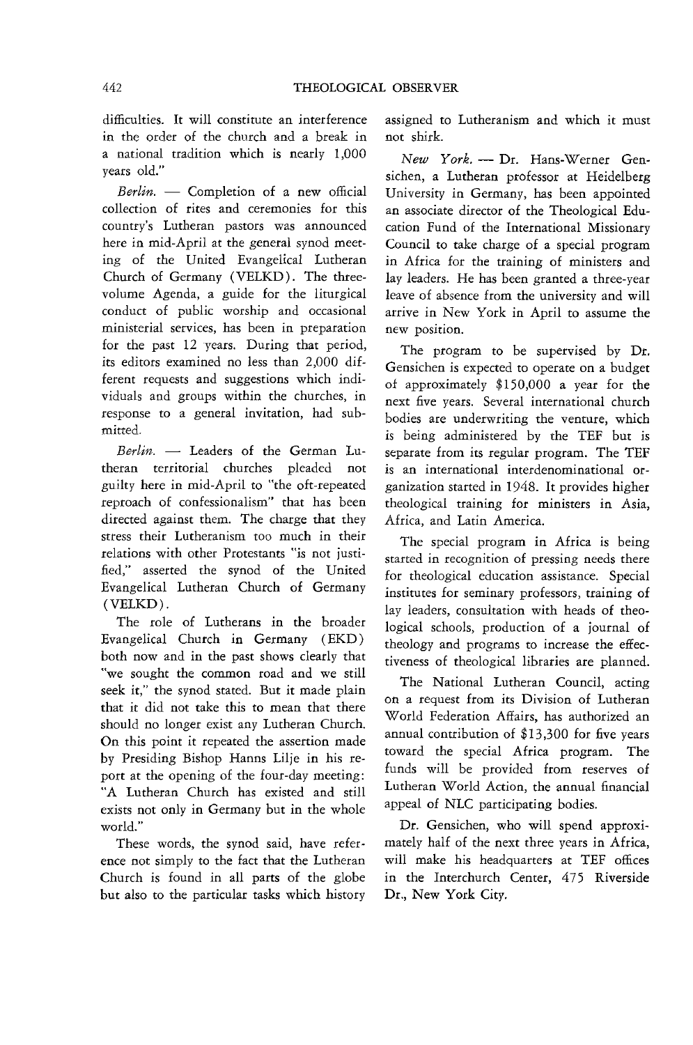difficulties. It will constitute an interference in the order of the church and a break in a national tradition which is nearly 1,000 years old."

*Berlin.* — Completion of a new official collection of rites and ceremonies for this country's Lutheran pastors was announced here in mid-April at the general synod meeting of the United Evangelical Lutheran Church of Germany (VELKD). The three-volume Agenda, a guide for the liturgical conduct of public worship and occasional ministerial services, has been in preparation for the past 12 years. During that period, its editors examined no less than 2,000 different requests and suggestions which individuals and groups within the churches, in response to a general invitation, had submitted.

*Berlin.* — Leaders of the German Lutheran territorial churches pleaded not guilty here in mid-April to "the oft-repeated reproach of confessionalism" that has been directed against them. The charge that they stress their Lutheranism too much in their relations with other Protestants "is not justified," asserted the synod of the United Evangelical Lutheran Church of Germany (VELKD).

The role of Lutherans in the broader Evangelical Church in Germany (EKD) both now and in the past shows clearly that "we sought the common road and we still seek it," the synod stated. But it made plain that it did not take this to mean that there should no longer exist any Lutheran Church. On this point it repeated the assertion made by Presiding Bishop Hanns Lilje in his report at the opening of the four-day meeting: "A Lutheran Church has existed and still exists not only in Germany but in the whole world."

These words, the synod said, have reference not simply to the fact that the Lutheran Church is found in all parts of the globe but also to the particular tasks which history assigned to Lutheranism and which it must not shirk.

*New York.* — Dr. Hans-Werner Gensichen, a Lutheran professor at Heidelberg University in Germany, has been appointed an associate director of the Theological Education Fund of the International Missionary Council to take charge of a special program in Africa for the training of ministers and lay leaders. He has been granted a three-year leave of absence from the university and will arrive in New York in April to assume the new position.

The program to be supervised by Dr. Gensichen is expected to operate on a budget of approximately $150,000 a year for the next five years. Several international church bodies are underwriting the venture, which is being administered by the TEF but is separate from its regular program. The TEF is an international interdenominational organization started in 1948. It provides higher theological training for ministers in Asia, Africa, and Latin America.

The special program in Africa is being started in recognition of pressing needs there for theological education assistance. Special institutes for seminary professors, training of lay leaders, consultation with heads of theological schools, production of a journal of theology and programs to increase the effectiveness of theological libraries are planned.

The National Lutheran Council, acting on a request from its Division of Lutheran World Federation Affairs, has authorized an annual contribution of $13,300 for five years toward the special Africa program. The funds will be provided from reserves of Lutheran World Action, the annual financial appeal of NLC participating bodies.

Dr. Gensichen, who will spend approximately half of the next three years in Africa, will make his headquarters at TEF offices in the Interchurch Center, 475 Riverside Dr., New York City.